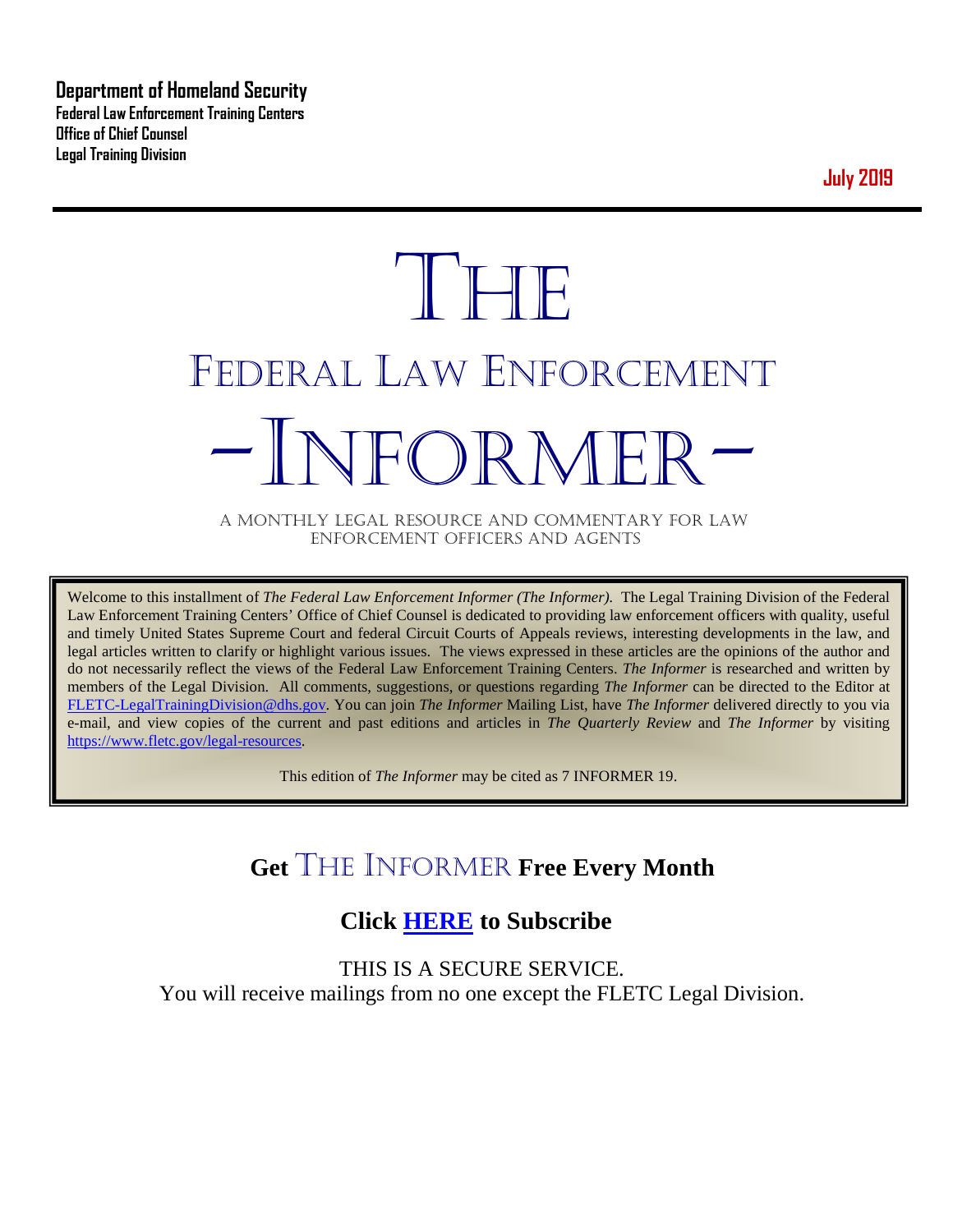**Department of Homeland Security**
**Federal Law Enforcement Training Centers**
**Office of Chief Counsel**
**Legal Training Division**

**July 2019**

# THE
# FEDERAL LAW ENFORCEMENT
# -INFORMER-

A MONTHLY LEGAL RESOURCE AND COMMENTARY FOR LAW ENFORCEMENT OFFICERS AND AGENTS

Welcome to this installment of *The Federal Law Enforcement Informer (The Informer).* The Legal Training Division of the Federal Law Enforcement Training Centers' Office of Chief Counsel is dedicated to providing law enforcement officers with quality, useful and timely United States Supreme Court and federal Circuit Courts of Appeals reviews, interesting developments in the law, and legal articles written to clarify or highlight various issues. The views expressed in these articles are the opinions of the author and do not necessarily reflect the views of the Federal Law Enforcement Training Centers. *The Informer* is researched and written by members of the Legal Division. All comments, suggestions, or questions regarding *The Informer* can be directed to the Editor at FLETC-LegalTrainingDivision@dhs.gov. You can join *The Informer* Mailing List, have *The Informer* delivered directly to you via e-mail, and view copies of the current and past editions and articles in *The Quarterly Review* and *The Informer* by visiting https://www.fletc.gov/legal-resources.

This edition of *The Informer* may be cited as 7 INFORMER 19.

## Get THE INFORMER Free Every Month

## Click HERE to Subscribe

THIS IS A SECURE SERVICE.
You will receive mailings from no one except the FLETC Legal Division.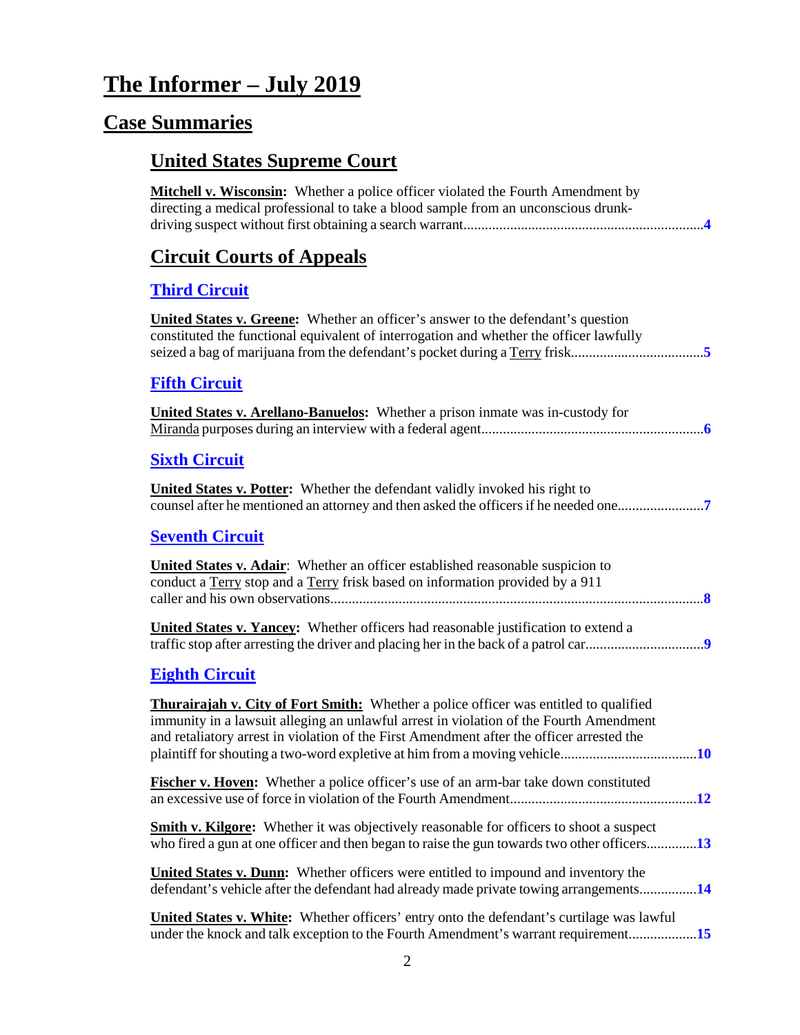# The Informer – July 2019

## Case Summaries

### United States Supreme Court

**Mitchell v. Wisconsin:** Whether a police officer violated the Fourth Amendment by directing a medical professional to take a blood sample from an unconscious drunk-driving suspect without first obtaining a search warrant....4

### Circuit Courts of Appeals

#### Third Circuit

**United States v. Greene:** Whether an officer's answer to the defendant's question constituted the functional equivalent of interrogation and whether the officer lawfully seized a bag of marijuana from the defendant's pocket during a Terry frisk....5

#### Fifth Circuit

**United States v. Arellano-Banuelos:** Whether a prison inmate was in-custody for Miranda purposes during an interview with a federal agent....6

#### Sixth Circuit

**United States v. Potter:** Whether the defendant validly invoked his right to counsel after he mentioned an attorney and then asked the officers if he needed one....7

#### Seventh Circuit

**United States v. Adair**: Whether an officer established reasonable suspicion to conduct a Terry stop and a Terry frisk based on information provided by a 911 caller and his own observations....8

**United States v. Yancey:** Whether officers had reasonable justification to extend a traffic stop after arresting the driver and placing her in the back of a patrol car....9

#### Eighth Circuit

**Thurairajah v. City of Fort Smith:** Whether a police officer was entitled to qualified immunity in a lawsuit alleging an unlawful arrest in violation of the Fourth Amendment and retaliatory arrest in violation of the First Amendment after the officer arrested the plaintiff for shouting a two-word expletive at him from a moving vehicle....10

**Fischer v. Hoven:** Whether a police officer's use of an arm-bar take down constituted an excessive use of force in violation of the Fourth Amendment....12

**Smith v. Kilgore:** Whether it was objectively reasonable for officers to shoot a suspect who fired a gun at one officer and then began to raise the gun towards two other officers....13

**United States v. Dunn:** Whether officers were entitled to impound and inventory the defendant's vehicle after the defendant had already made private towing arrangements....14

**United States v. White:** Whether officers' entry onto the defendant's curtilage was lawful under the knock and talk exception to the Fourth Amendment's warrant requirement....15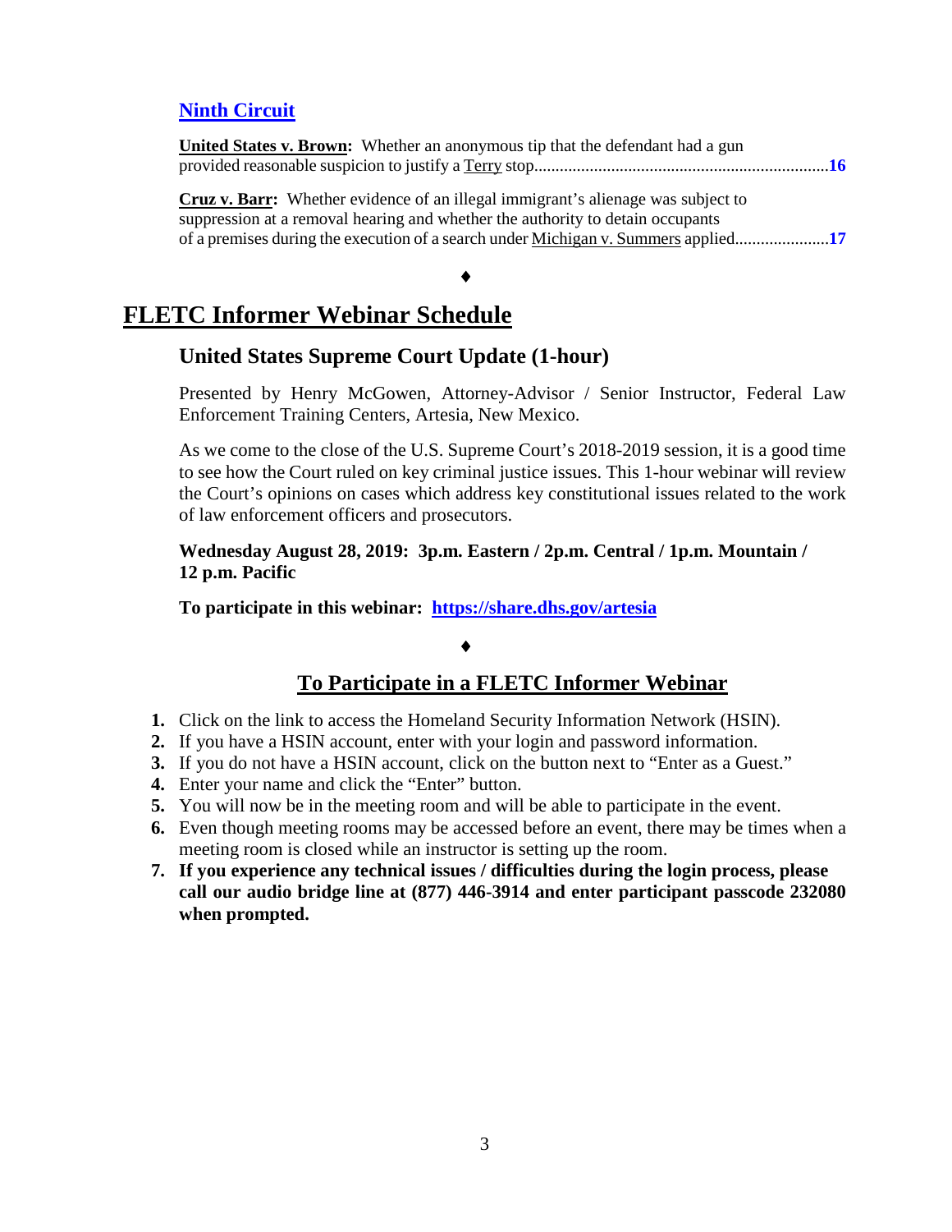### Ninth Circuit

**United States v. Brown:** Whether an anonymous tip that the defendant had a gun provided reasonable suspicion to justify a Terry stop....................................................................**16**

**Cruz v. Barr:** Whether evidence of an illegal immigrant's alienage was subject to suppression at a removal hearing and whether the authority to detain occupants of a premises during the execution of a search under Michigan v. Summers applied......................**17**

♦

# FLETC Informer Webinar Schedule

## United States Supreme Court Update (1-hour)

Presented by Henry McGowen, Attorney-Advisor / Senior Instructor, Federal Law Enforcement Training Centers, Artesia, New Mexico.

As we come to the close of the U.S. Supreme Court's 2018-2019 session, it is a good time to see how the Court ruled on key criminal justice issues. This 1-hour webinar will review the Court's opinions on cases which address key constitutional issues related to the work of law enforcement officers and prosecutors.

**Wednesday August 28, 2019: 3p.m. Eastern / 2p.m. Central / 1p.m. Mountain / 12 p.m. Pacific**

**To participate in this webinar: https://share.dhs.gov/artesia**

♦

## To Participate in a FLETC Informer Webinar

1. Click on the link to access the Homeland Security Information Network (HSIN).
2. If you have a HSIN account, enter with your login and password information.
3. If you do not have a HSIN account, click on the button next to "Enter as a Guest."
4. Enter your name and click the "Enter" button.
5. You will now be in the meeting room and will be able to participate in the event.
6. Even though meeting rooms may be accessed before an event, there may be times when a meeting room is closed while an instructor is setting up the room.
7. **If you experience any technical issues / difficulties during the login process, please call our audio bridge line at (877) 446-3914 and enter participant passcode 232080 when prompted.**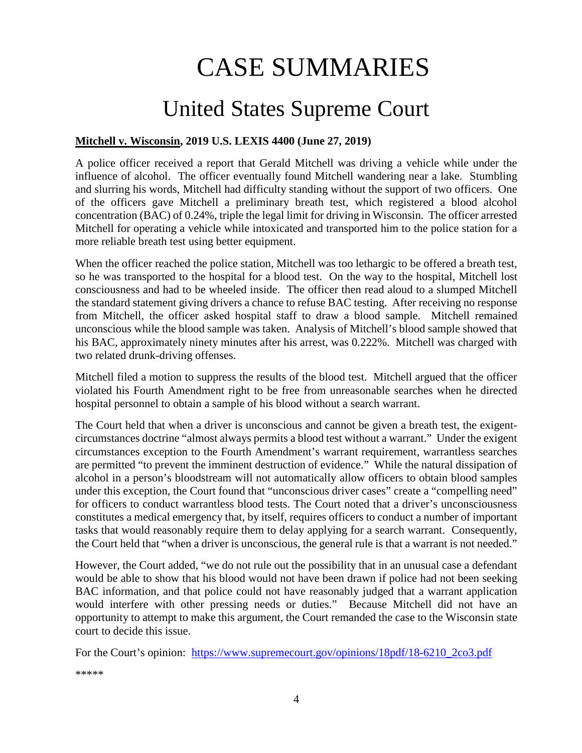# CASE SUMMARIES

## United States Supreme Court

**Mitchell v. Wisconsin, 2019 U.S. LEXIS 4400 (June 27, 2019)**

A police officer received a report that Gerald Mitchell was driving a vehicle while under the influence of alcohol. The officer eventually found Mitchell wandering near a lake. Stumbling and slurring his words, Mitchell had difficulty standing without the support of two officers. One of the officers gave Mitchell a preliminary breath test, which registered a blood alcohol concentration (BAC) of 0.24%, triple the legal limit for driving in Wisconsin. The officer arrested Mitchell for operating a vehicle while intoxicated and transported him to the police station for a more reliable breath test using better equipment.

When the officer reached the police station, Mitchell was too lethargic to be offered a breath test, so he was transported to the hospital for a blood test. On the way to the hospital, Mitchell lost consciousness and had to be wheeled inside. The officer then read aloud to a slumped Mitchell the standard statement giving drivers a chance to refuse BAC testing. After receiving no response from Mitchell, the officer asked hospital staff to draw a blood sample. Mitchell remained unconscious while the blood sample was taken. Analysis of Mitchell's blood sample showed that his BAC, approximately ninety minutes after his arrest, was 0.222%. Mitchell was charged with two related drunk-driving offenses.

Mitchell filed a motion to suppress the results of the blood test. Mitchell argued that the officer violated his Fourth Amendment right to be free from unreasonable searches when he directed hospital personnel to obtain a sample of his blood without a search warrant.

The Court held that when a driver is unconscious and cannot be given a breath test, the exigent-circumstances doctrine "almost always permits a blood test without a warrant." Under the exigent circumstances exception to the Fourth Amendment's warrant requirement, warrantless searches are permitted "to prevent the imminent destruction of evidence." While the natural dissipation of alcohol in a person's bloodstream will not automatically allow officers to obtain blood samples under this exception, the Court found that "unconscious driver cases" create a "compelling need" for officers to conduct warrantless blood tests. The Court noted that a driver's unconsciousness constitutes a medical emergency that, by itself, requires officers to conduct a number of important tasks that would reasonably require them to delay applying for a search warrant. Consequently, the Court held that "when a driver is unconscious, the general rule is that a warrant is not needed."

However, the Court added, "we do not rule out the possibility that in an unusual case a defendant would be able to show that his blood would not have been drawn if police had not been seeking BAC information, and that police could not have reasonably judged that a warrant application would interfere with other pressing needs or duties." Because Mitchell did not have an opportunity to attempt to make this argument, the Court remanded the case to the Wisconsin state court to decide this issue.

For the Court's opinion: https://www.supremecourt.gov/opinions/18pdf/18-6210_2co3.pdf

*****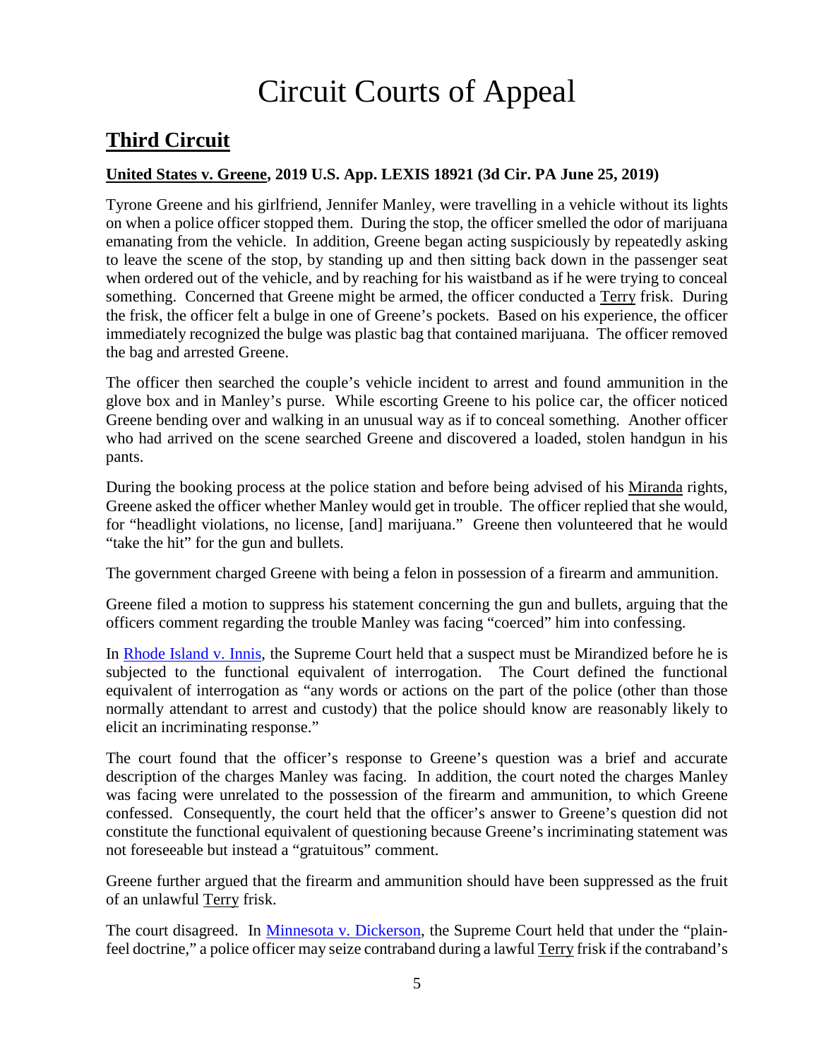# Circuit Courts of Appeal

## Third Circuit

### United States v. Greene, 2019 U.S. App. LEXIS 18921 (3d Cir. PA June 25, 2019)

Tyrone Greene and his girlfriend, Jennifer Manley, were travelling in a vehicle without its lights on when a police officer stopped them. During the stop, the officer smelled the odor of marijuana emanating from the vehicle. In addition, Greene began acting suspiciously by repeatedly asking to leave the scene of the stop, by standing up and then sitting back down in the passenger seat when ordered out of the vehicle, and by reaching for his waistband as if he were trying to conceal something. Concerned that Greene might be armed, the officer conducted a Terry frisk. During the frisk, the officer felt a bulge in one of Greene's pockets. Based on his experience, the officer immediately recognized the bulge was plastic bag that contained marijuana. The officer removed the bag and arrested Greene.

The officer then searched the couple's vehicle incident to arrest and found ammunition in the glove box and in Manley's purse. While escorting Greene to his police car, the officer noticed Greene bending over and walking in an unusual way as if to conceal something. Another officer who had arrived on the scene searched Greene and discovered a loaded, stolen handgun in his pants.

During the booking process at the police station and before being advised of his Miranda rights, Greene asked the officer whether Manley would get in trouble. The officer replied that she would, for "headlight violations, no license, [and] marijuana." Greene then volunteered that he would "take the hit" for the gun and bullets.

The government charged Greene with being a felon in possession of a firearm and ammunition.

Greene filed a motion to suppress his statement concerning the gun and bullets, arguing that the officers comment regarding the trouble Manley was facing "coerced" him into confessing.

In Rhode Island v. Innis, the Supreme Court held that a suspect must be Mirandized before he is subjected to the functional equivalent of interrogation. The Court defined the functional equivalent of interrogation as "any words or actions on the part of the police (other than those normally attendant to arrest and custody) that the police should know are reasonably likely to elicit an incriminating response."

The court found that the officer's response to Greene's question was a brief and accurate description of the charges Manley was facing. In addition, the court noted the charges Manley was facing were unrelated to the possession of the firearm and ammunition, to which Greene confessed. Consequently, the court held that the officer's answer to Greene's question did not constitute the functional equivalent of questioning because Greene's incriminating statement was not foreseeable but instead a "gratuitous" comment.

Greene further argued that the firearm and ammunition should have been suppressed as the fruit of an unlawful Terry frisk.

The court disagreed. In Minnesota v. Dickerson, the Supreme Court held that under the "plain-feel doctrine," a police officer may seize contraband during a lawful Terry frisk if the contraband's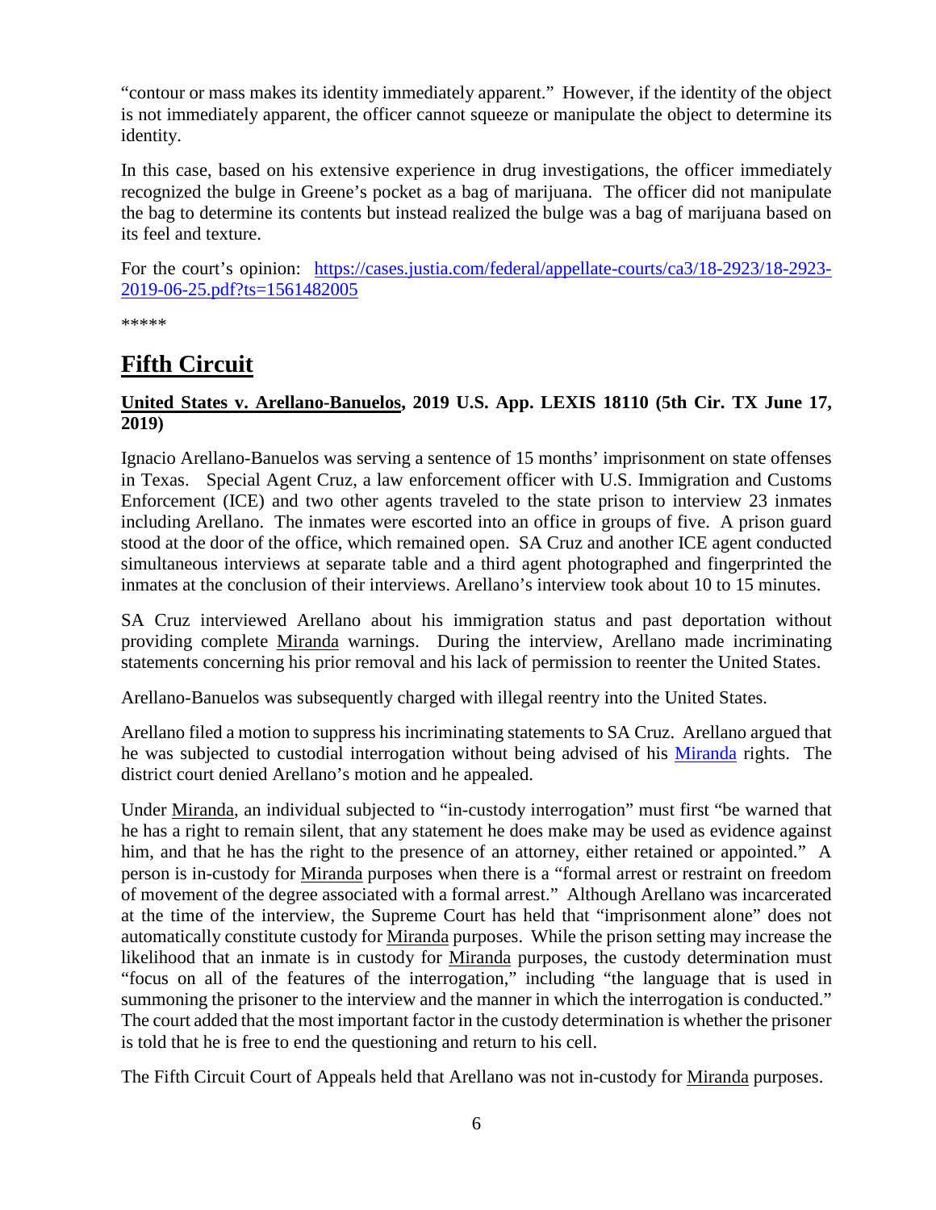"contour or mass makes its identity immediately apparent." However, if the identity of the object is not immediately apparent, the officer cannot squeeze or manipulate the object to determine its identity.

In this case, based on his extensive experience in drug investigations, the officer immediately recognized the bulge in Greene's pocket as a bag of marijuana. The officer did not manipulate the bag to determine its contents but instead realized the bulge was a bag of marijuana based on its feel and texture.

For the court's opinion: [https://cases.justia.com/federal/appellate-courts/ca3/18-2923/18-2923-2019-06-25.pdf?ts=1561482005](https://cases.justia.com/federal/appellate-courts/ca3/18-2923/18-2923-2019-06-25.pdf?ts=1561482005)

*****

## Fifth Circuit

### United States v. Arellano-Banuelos, 2019 U.S. App. LEXIS 18110 (5th Cir. TX June 17, 2019)

Ignacio Arellano-Banuelos was serving a sentence of 15 months' imprisonment on state offenses in Texas. Special Agent Cruz, a law enforcement officer with U.S. Immigration and Customs Enforcement (ICE) and two other agents traveled to the state prison to interview 23 inmates including Arellano. The inmates were escorted into an office in groups of five. A prison guard stood at the door of the office, which remained open. SA Cruz and another ICE agent conducted simultaneous interviews at separate table and a third agent photographed and fingerprinted the inmates at the conclusion of their interviews. Arellano's interview took about 10 to 15 minutes.

SA Cruz interviewed Arellano about his immigration status and past deportation without providing complete Miranda warnings. During the interview, Arellano made incriminating statements concerning his prior removal and his lack of permission to reenter the United States.

Arellano-Banuelos was subsequently charged with illegal reentry into the United States.

Arellano filed a motion to suppress his incriminating statements to SA Cruz. Arellano argued that he was subjected to custodial interrogation without being advised of his Miranda rights. The district court denied Arellano's motion and he appealed.

Under Miranda, an individual subjected to "in-custody interrogation" must first "be warned that he has a right to remain silent, that any statement he does make may be used as evidence against him, and that he has the right to the presence of an attorney, either retained or appointed." A person is in-custody for Miranda purposes when there is a "formal arrest or restraint on freedom of movement of the degree associated with a formal arrest." Although Arellano was incarcerated at the time of the interview, the Supreme Court has held that "imprisonment alone" does not automatically constitute custody for Miranda purposes. While the prison setting may increase the likelihood that an inmate is in custody for Miranda purposes, the custody determination must "focus on all of the features of the interrogation," including "the language that is used in summoning the prisoner to the interview and the manner in which the interrogation is conducted." The court added that the most important factor in the custody determination is whether the prisoner is told that he is free to end the questioning and return to his cell.

The Fifth Circuit Court of Appeals held that Arellano was not in-custody for Miranda purposes.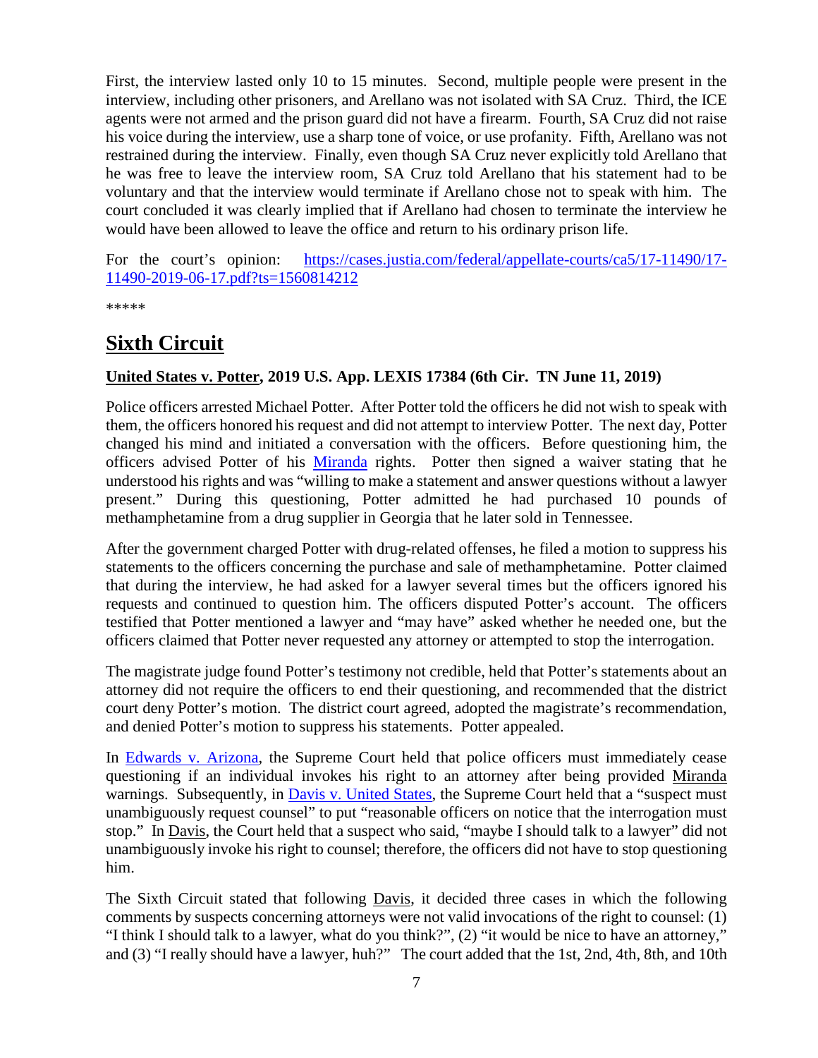First, the interview lasted only 10 to 15 minutes. Second, multiple people were present in the interview, including other prisoners, and Arellano was not isolated with SA Cruz. Third, the ICE agents were not armed and the prison guard did not have a firearm. Fourth, SA Cruz did not raise his voice during the interview, use a sharp tone of voice, or use profanity. Fifth, Arellano was not restrained during the interview. Finally, even though SA Cruz never explicitly told Arellano that he was free to leave the interview room, SA Cruz told Arellano that his statement had to be voluntary and that the interview would terminate if Arellano chose not to speak with him. The court concluded it was clearly implied that if Arellano had chosen to terminate the interview he would have been allowed to leave the office and return to his ordinary prison life.

For the court's opinion: https://cases.justia.com/federal/appellate-courts/ca5/17-11490/17-11490-2019-06-17.pdf?ts=1560814212

*****

## Sixth Circuit

### United States v. Potter, 2019 U.S. App. LEXIS 17384 (6th Cir. TN June 11, 2019)

Police officers arrested Michael Potter. After Potter told the officers he did not wish to speak with them, the officers honored his request and did not attempt to interview Potter. The next day, Potter changed his mind and initiated a conversation with the officers. Before questioning him, the officers advised Potter of his Miranda rights. Potter then signed a waiver stating that he understood his rights and was "willing to make a statement and answer questions without a lawyer present." During this questioning, Potter admitted he had purchased 10 pounds of methamphetamine from a drug supplier in Georgia that he later sold in Tennessee.

After the government charged Potter with drug-related offenses, he filed a motion to suppress his statements to the officers concerning the purchase and sale of methamphetamine. Potter claimed that during the interview, he had asked for a lawyer several times but the officers ignored his requests and continued to question him. The officers disputed Potter's account. The officers testified that Potter mentioned a lawyer and "may have" asked whether he needed one, but the officers claimed that Potter never requested any attorney or attempted to stop the interrogation.

The magistrate judge found Potter's testimony not credible, held that Potter's statements about an attorney did not require the officers to end their questioning, and recommended that the district court deny Potter's motion. The district court agreed, adopted the magistrate's recommendation, and denied Potter's motion to suppress his statements. Potter appealed.

In Edwards v. Arizona, the Supreme Court held that police officers must immediately cease questioning if an individual invokes his right to an attorney after being provided Miranda warnings. Subsequently, in Davis v. United States, the Supreme Court held that a "suspect must unambiguously request counsel" to put "reasonable officers on notice that the interrogation must stop." In Davis, the Court held that a suspect who said, "maybe I should talk to a lawyer" did not unambiguously invoke his right to counsel; therefore, the officers did not have to stop questioning him.

The Sixth Circuit stated that following Davis, it decided three cases in which the following comments by suspects concerning attorneys were not valid invocations of the right to counsel: (1) "I think I should talk to a lawyer, what do you think?", (2) "it would be nice to have an attorney," and (3) "I really should have a lawyer, huh?" The court added that the 1st, 2nd, 4th, 8th, and 10th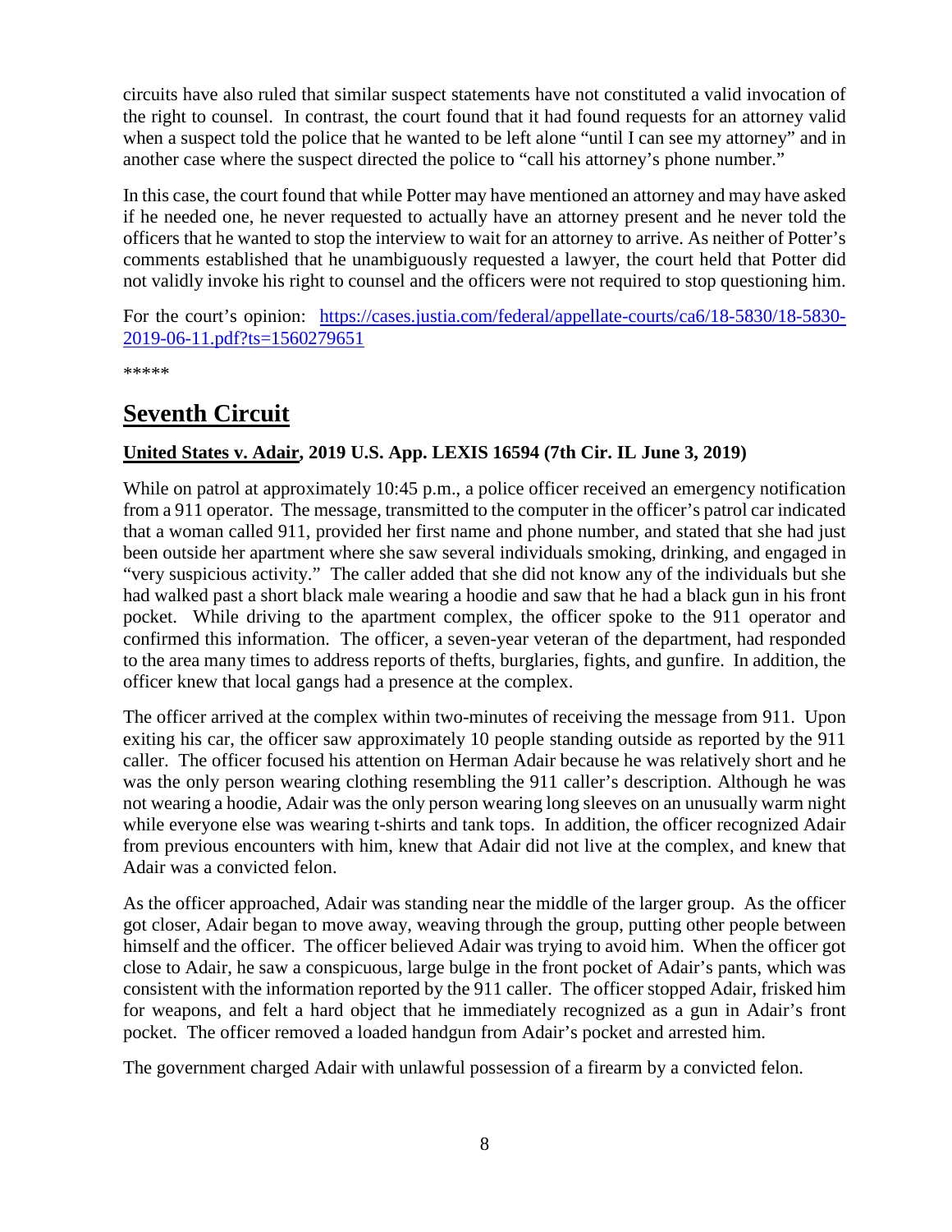circuits have also ruled that similar suspect statements have not constituted a valid invocation of the right to counsel. In contrast, the court found that it had found requests for an attorney valid when a suspect told the police that he wanted to be left alone "until I can see my attorney" and in another case where the suspect directed the police to "call his attorney's phone number."

In this case, the court found that while Potter may have mentioned an attorney and may have asked if he needed one, he never requested to actually have an attorney present and he never told the officers that he wanted to stop the interview to wait for an attorney to arrive. As neither of Potter's comments established that he unambiguously requested a lawyer, the court held that Potter did not validly invoke his right to counsel and the officers were not required to stop questioning him.

For the court's opinion: [https://cases.justia.com/federal/appellate-courts/ca6/18-5830/18-5830-2019-06-11.pdf?ts=1560279651](https://cases.justia.com/federal/appellate-courts/ca6/18-5830/18-5830-2019-06-11.pdf?ts=1560279651)

*****

# Seventh Circuit

## United States v. Adair, 2019 U.S. App. LEXIS 16594 (7th Cir. IL June 3, 2019)

While on patrol at approximately 10:45 p.m., a police officer received an emergency notification from a 911 operator. The message, transmitted to the computer in the officer's patrol car indicated that a woman called 911, provided her first name and phone number, and stated that she had just been outside her apartment where she saw several individuals smoking, drinking, and engaged in "very suspicious activity." The caller added that she did not know any of the individuals but she had walked past a short black male wearing a hoodie and saw that he had a black gun in his front pocket. While driving to the apartment complex, the officer spoke to the 911 operator and confirmed this information. The officer, a seven-year veteran of the department, had responded to the area many times to address reports of thefts, burglaries, fights, and gunfire. In addition, the officer knew that local gangs had a presence at the complex.

The officer arrived at the complex within two-minutes of receiving the message from 911. Upon exiting his car, the officer saw approximately 10 people standing outside as reported by the 911 caller. The officer focused his attention on Herman Adair because he was relatively short and he was the only person wearing clothing resembling the 911 caller's description. Although he was not wearing a hoodie, Adair was the only person wearing long sleeves on an unusually warm night while everyone else was wearing t-shirts and tank tops. In addition, the officer recognized Adair from previous encounters with him, knew that Adair did not live at the complex, and knew that Adair was a convicted felon.

As the officer approached, Adair was standing near the middle of the larger group. As the officer got closer, Adair began to move away, weaving through the group, putting other people between himself and the officer. The officer believed Adair was trying to avoid him. When the officer got close to Adair, he saw a conspicuous, large bulge in the front pocket of Adair's pants, which was consistent with the information reported by the 911 caller. The officer stopped Adair, frisked him for weapons, and felt a hard object that he immediately recognized as a gun in Adair's front pocket. The officer removed a loaded handgun from Adair's pocket and arrested him.

The government charged Adair with unlawful possession of a firearm by a convicted felon.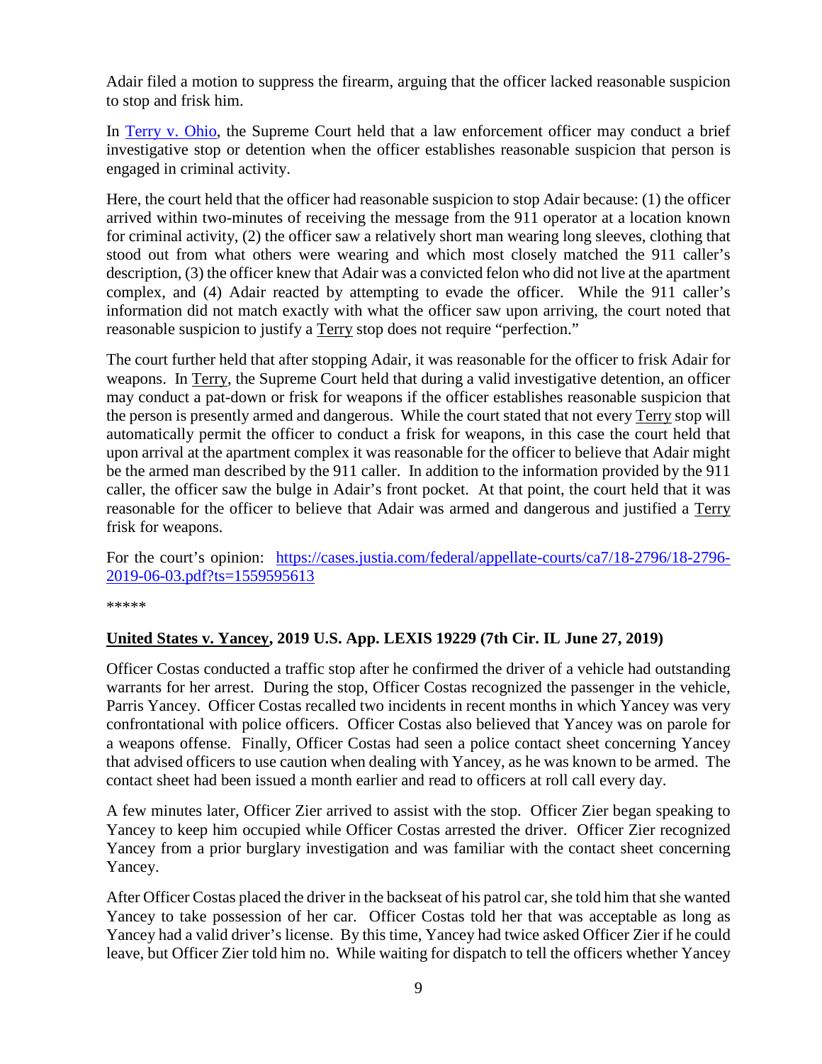Adair filed a motion to suppress the firearm, arguing that the officer lacked reasonable suspicion to stop and frisk him.

In [Terry v. Ohio](#), the Supreme Court held that a law enforcement officer may conduct a brief investigative stop or detention when the officer establishes reasonable suspicion that person is engaged in criminal activity.

Here, the court held that the officer had reasonable suspicion to stop Adair because: (1) the officer arrived within two-minutes of receiving the message from the 911 operator at a location known for criminal activity, (2) the officer saw a relatively short man wearing long sleeves, clothing that stood out from what others were wearing and which most closely matched the 911 caller's description, (3) the officer knew that Adair was a convicted felon who did not live at the apartment complex, and (4) Adair reacted by attempting to evade the officer. While the 911 caller's information did not match exactly with what the officer saw upon arriving, the court noted that reasonable suspicion to justify a Terry stop does not require "perfection."

The court further held that after stopping Adair, it was reasonable for the officer to frisk Adair for weapons. In Terry, the Supreme Court held that during a valid investigative detention, an officer may conduct a pat-down or frisk for weapons if the officer establishes reasonable suspicion that the person is presently armed and dangerous. While the court stated that not every Terry stop will automatically permit the officer to conduct a frisk for weapons, in this case the court held that upon arrival at the apartment complex it was reasonable for the officer to believe that Adair might be the armed man described by the 911 caller. In addition to the information provided by the 911 caller, the officer saw the bulge in Adair's front pocket. At that point, the court held that it was reasonable for the officer to believe that Adair was armed and dangerous and justified a Terry frisk for weapons.

For the court's opinion: [https://cases.justia.com/federal/appellate-courts/ca7/18-2796/18-2796-2019-06-03.pdf?ts=1559595613](https://cases.justia.com/federal/appellate-courts/ca7/18-2796/18-2796-2019-06-03.pdf?ts=1559595613)

*****

**United States v. Yancey, 2019 U.S. App. LEXIS 19229 (7th Cir. IL June 27, 2019)**

Officer Costas conducted a traffic stop after he confirmed the driver of a vehicle had outstanding warrants for her arrest. During the stop, Officer Costas recognized the passenger in the vehicle, Parris Yancey. Officer Costas recalled two incidents in recent months in which Yancey was very confrontational with police officers. Officer Costas also believed that Yancey was on parole for a weapons offense. Finally, Officer Costas had seen a police contact sheet concerning Yancey that advised officers to use caution when dealing with Yancey, as he was known to be armed. The contact sheet had been issued a month earlier and read to officers at roll call every day.

A few minutes later, Officer Zier arrived to assist with the stop. Officer Zier began speaking to Yancey to keep him occupied while Officer Costas arrested the driver. Officer Zier recognized Yancey from a prior burglary investigation and was familiar with the contact sheet concerning Yancey.

After Officer Costas placed the driver in the backseat of his patrol car, she told him that she wanted Yancey to take possession of her car. Officer Costas told her that was acceptable as long as Yancey had a valid driver's license. By this time, Yancey had twice asked Officer Zier if he could leave, but Officer Zier told him no. While waiting for dispatch to tell the officers whether Yancey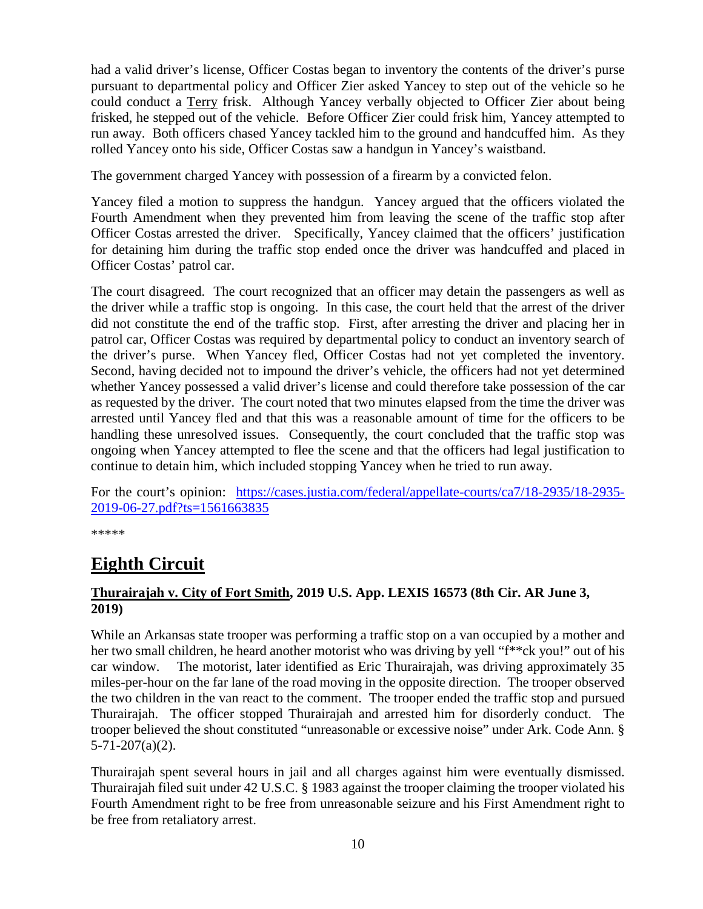had a valid driver's license, Officer Costas began to inventory the contents of the driver's purse pursuant to departmental policy and Officer Zier asked Yancey to step out of the vehicle so he could conduct a Terry frisk. Although Yancey verbally objected to Officer Zier about being frisked, he stepped out of the vehicle. Before Officer Zier could frisk him, Yancey attempted to run away. Both officers chased Yancey tackled him to the ground and handcuffed him. As they rolled Yancey onto his side, Officer Costas saw a handgun in Yancey's waistband.

The government charged Yancey with possession of a firearm by a convicted felon.

Yancey filed a motion to suppress the handgun. Yancey argued that the officers violated the Fourth Amendment when they prevented him from leaving the scene of the traffic stop after Officer Costas arrested the driver. Specifically, Yancey claimed that the officers' justification for detaining him during the traffic stop ended once the driver was handcuffed and placed in Officer Costas' patrol car.

The court disagreed. The court recognized that an officer may detain the passengers as well as the driver while a traffic stop is ongoing. In this case, the court held that the arrest of the driver did not constitute the end of the traffic stop. First, after arresting the driver and placing her in patrol car, Officer Costas was required by departmental policy to conduct an inventory search of the driver's purse. When Yancey fled, Officer Costas had not yet completed the inventory. Second, having decided not to impound the driver's vehicle, the officers had not yet determined whether Yancey possessed a valid driver's license and could therefore take possession of the car as requested by the driver. The court noted that two minutes elapsed from the time the driver was arrested until Yancey fled and that this was a reasonable amount of time for the officers to be handling these unresolved issues. Consequently, the court concluded that the traffic stop was ongoing when Yancey attempted to flee the scene and that the officers had legal justification to continue to detain him, which included stopping Yancey when he tried to run away.

For the court's opinion: [https://cases.justia.com/federal/appellate-courts/ca7/18-2935/18-2935-2019-06-27.pdf?ts=1561663835](https://cases.justia.com/federal/appellate-courts/ca7/18-2935/18-2935-2019-06-27.pdf?ts=1561663835)

*****

# Eighth Circuit

### Thurairajah v. City of Fort Smith, 2019 U.S. App. LEXIS 16573 (8th Cir. AR June 3, 2019)

While an Arkansas state trooper was performing a traffic stop on a van occupied by a mother and her two small children, he heard another motorist who was driving by yell "f**ck you!" out of his car window. The motorist, later identified as Eric Thurairajah, was driving approximately 35 miles-per-hour on the far lane of the road moving in the opposite direction. The trooper observed the two children in the van react to the comment. The trooper ended the traffic stop and pursued Thurairajah. The officer stopped Thurairajah and arrested him for disorderly conduct. The trooper believed the shout constituted "unreasonable or excessive noise" under Ark. Code Ann. § 5-71-207(a)(2).

Thurairajah spent several hours in jail and all charges against him were eventually dismissed. Thurairajah filed suit under 42 U.S.C. § 1983 against the trooper claiming the trooper violated his Fourth Amendment right to be free from unreasonable seizure and his First Amendment right to be free from retaliatory arrest.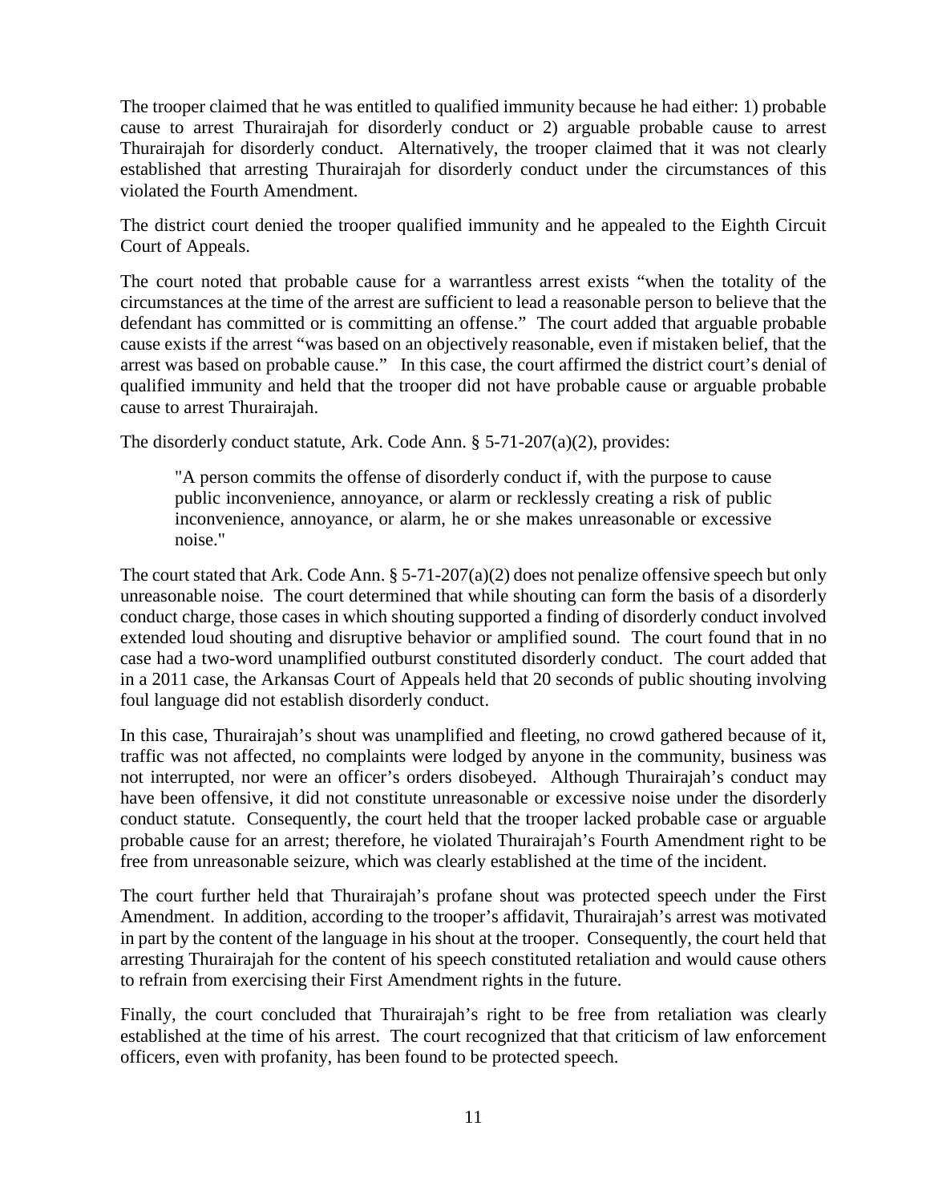The trooper claimed that he was entitled to qualified immunity because he had either: 1) probable cause to arrest Thurairajah for disorderly conduct or 2) arguable probable cause to arrest Thurairajah for disorderly conduct. Alternatively, the trooper claimed that it was not clearly established that arresting Thurairajah for disorderly conduct under the circumstances of this violated the Fourth Amendment.

The district court denied the trooper qualified immunity and he appealed to the Eighth Circuit Court of Appeals.

The court noted that probable cause for a warrantless arrest exists "when the totality of the circumstances at the time of the arrest are sufficient to lead a reasonable person to believe that the defendant has committed or is committing an offense." The court added that arguable probable cause exists if the arrest "was based on an objectively reasonable, even if mistaken belief, that the arrest was based on probable cause." In this case, the court affirmed the district court's denial of qualified immunity and held that the trooper did not have probable cause or arguable probable cause to arrest Thurairajah.

The disorderly conduct statute, Ark. Code Ann. § 5-71-207(a)(2), provides:

> "A person commits the offense of disorderly conduct if, with the purpose to cause public inconvenience, annoyance, or alarm or recklessly creating a risk of public inconvenience, annoyance, or alarm, he or she makes unreasonable or excessive noise."

The court stated that Ark. Code Ann. § 5-71-207(a)(2) does not penalize offensive speech but only unreasonable noise. The court determined that while shouting can form the basis of a disorderly conduct charge, those cases in which shouting supported a finding of disorderly conduct involved extended loud shouting and disruptive behavior or amplified sound. The court found that in no case had a two-word unamplified outburst constituted disorderly conduct. The court added that in a 2011 case, the Arkansas Court of Appeals held that 20 seconds of public shouting involving foul language did not establish disorderly conduct.

In this case, Thurairajah's shout was unamplified and fleeting, no crowd gathered because of it, traffic was not affected, no complaints were lodged by anyone in the community, business was not interrupted, nor were an officer's orders disobeyed. Although Thurairajah's conduct may have been offensive, it did not constitute unreasonable or excessive noise under the disorderly conduct statute. Consequently, the court held that the trooper lacked probable case or arguable probable cause for an arrest; therefore, he violated Thurairajah's Fourth Amendment right to be free from unreasonable seizure, which was clearly established at the time of the incident.

The court further held that Thurairajah's profane shout was protected speech under the First Amendment. In addition, according to the trooper's affidavit, Thurairajah's arrest was motivated in part by the content of the language in his shout at the trooper. Consequently, the court held that arresting Thurairajah for the content of his speech constituted retaliation and would cause others to refrain from exercising their First Amendment rights in the future.

Finally, the court concluded that Thurairajah's right to be free from retaliation was clearly established at the time of his arrest. The court recognized that that criticism of law enforcement officers, even with profanity, has been found to be protected speech.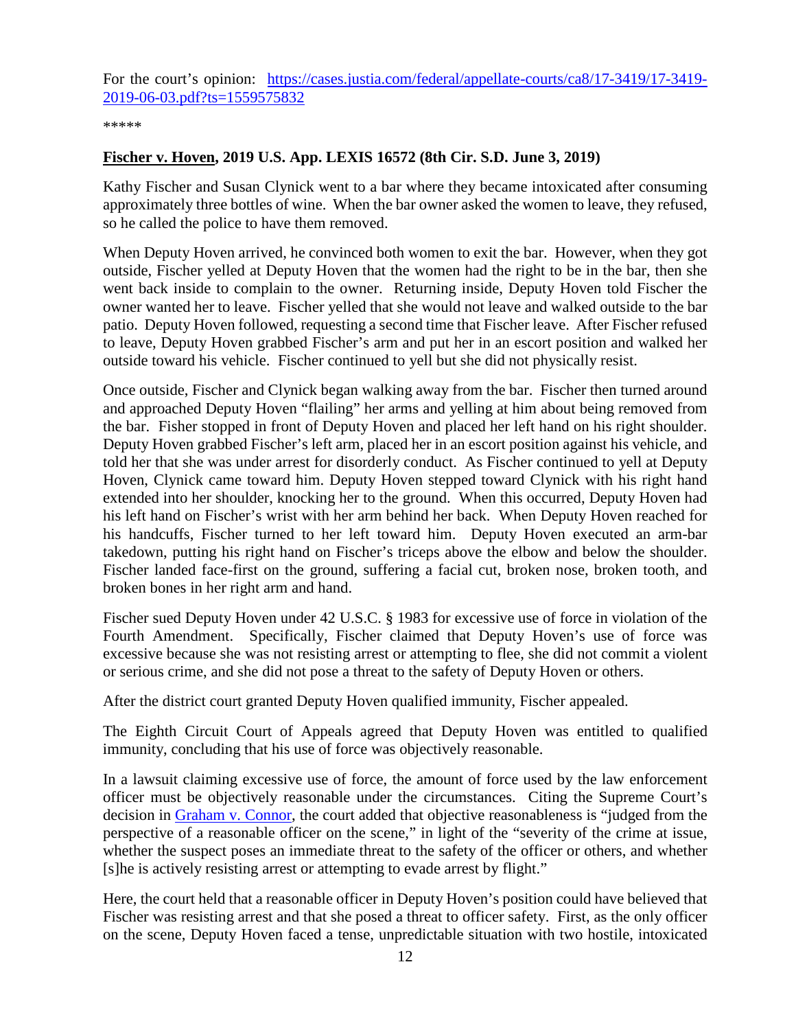For the court's opinion: [https://cases.justia.com/federal/appellate-courts/ca8/17-3419/17-3419-2019-06-03.pdf?ts=1559575832](https://cases.justia.com/federal/appellate-courts/ca8/17-3419/17-3419-2019-06-03.pdf?ts=1559575832)

*****

**Fischer v. Hoven, 2019 U.S. App. LEXIS 16572 (8th Cir. S.D. June 3, 2019)**

Kathy Fischer and Susan Clynick went to a bar where they became intoxicated after consuming approximately three bottles of wine. When the bar owner asked the women to leave, they refused, so he called the police to have them removed.

When Deputy Hoven arrived, he convinced both women to exit the bar. However, when they got outside, Fischer yelled at Deputy Hoven that the women had the right to be in the bar, then she went back inside to complain to the owner. Returning inside, Deputy Hoven told Fischer the owner wanted her to leave. Fischer yelled that she would not leave and walked outside to the bar patio. Deputy Hoven followed, requesting a second time that Fischer leave. After Fischer refused to leave, Deputy Hoven grabbed Fischer's arm and put her in an escort position and walked her outside toward his vehicle. Fischer continued to yell but she did not physically resist.

Once outside, Fischer and Clynick began walking away from the bar. Fischer then turned around and approached Deputy Hoven "flailing" her arms and yelling at him about being removed from the bar. Fisher stopped in front of Deputy Hoven and placed her left hand on his right shoulder. Deputy Hoven grabbed Fischer's left arm, placed her in an escort position against his vehicle, and told her that she was under arrest for disorderly conduct. As Fischer continued to yell at Deputy Hoven, Clynick came toward him. Deputy Hoven stepped toward Clynick with his right hand extended into her shoulder, knocking her to the ground. When this occurred, Deputy Hoven had his left hand on Fischer's wrist with her arm behind her back. When Deputy Hoven reached for his handcuffs, Fischer turned to her left toward him. Deputy Hoven executed an arm-bar takedown, putting his right hand on Fischer's triceps above the elbow and below the shoulder. Fischer landed face-first on the ground, suffering a facial cut, broken nose, broken tooth, and broken bones in her right arm and hand.

Fischer sued Deputy Hoven under 42 U.S.C. § 1983 for excessive use of force in violation of the Fourth Amendment. Specifically, Fischer claimed that Deputy Hoven's use of force was excessive because she was not resisting arrest or attempting to flee, she did not commit a violent or serious crime, and she did not pose a threat to the safety of Deputy Hoven or others.

After the district court granted Deputy Hoven qualified immunity, Fischer appealed.

The Eighth Circuit Court of Appeals agreed that Deputy Hoven was entitled to qualified immunity, concluding that his use of force was objectively reasonable.

In a lawsuit claiming excessive use of force, the amount of force used by the law enforcement officer must be objectively reasonable under the circumstances. Citing the Supreme Court's decision in Graham v. Connor, the court added that objective reasonableness is "judged from the perspective of a reasonable officer on the scene," in light of the "severity of the crime at issue, whether the suspect poses an immediate threat to the safety of the officer or others, and whether [s]he is actively resisting arrest or attempting to evade arrest by flight."

Here, the court held that a reasonable officer in Deputy Hoven's position could have believed that Fischer was resisting arrest and that she posed a threat to officer safety. First, as the only officer on the scene, Deputy Hoven faced a tense, unpredictable situation with two hostile, intoxicated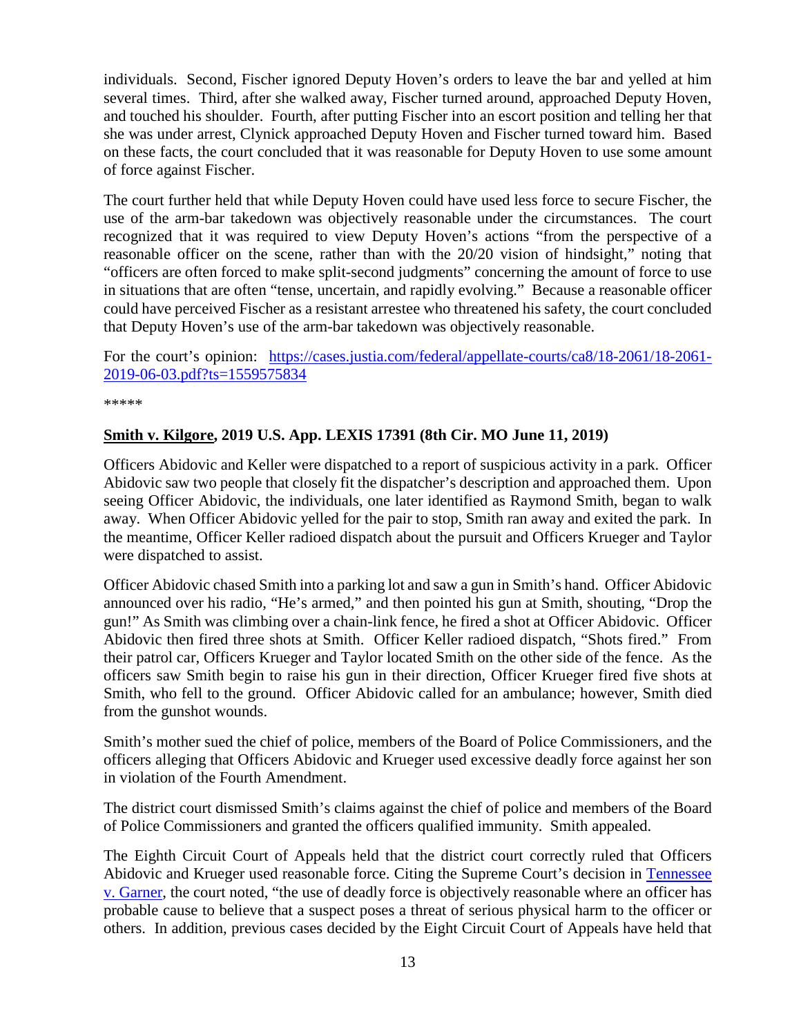individuals. Second, Fischer ignored Deputy Hoven's orders to leave the bar and yelled at him several times. Third, after she walked away, Fischer turned around, approached Deputy Hoven, and touched his shoulder. Fourth, after putting Fischer into an escort position and telling her that she was under arrest, Clynick approached Deputy Hoven and Fischer turned toward him. Based on these facts, the court concluded that it was reasonable for Deputy Hoven to use some amount of force against Fischer.

The court further held that while Deputy Hoven could have used less force to secure Fischer, the use of the arm-bar takedown was objectively reasonable under the circumstances. The court recognized that it was required to view Deputy Hoven's actions "from the perspective of a reasonable officer on the scene, rather than with the 20/20 vision of hindsight," noting that "officers are often forced to make split-second judgments" concerning the amount of force to use in situations that are often "tense, uncertain, and rapidly evolving." Because a reasonable officer could have perceived Fischer as a resistant arrestee who threatened his safety, the court concluded that Deputy Hoven's use of the arm-bar takedown was objectively reasonable.

For the court's opinion: [https://cases.justia.com/federal/appellate-courts/ca8/18-2061/18-2061-2019-06-03.pdf?ts=1559575834](https://cases.justia.com/federal/appellate-courts/ca8/18-2061/18-2061-2019-06-03.pdf?ts=1559575834)

\*\*\*\*\*

### **Smith v. Kilgore, 2019 U.S. App. LEXIS 17391 (8th Cir. MO June 11, 2019)**

Officers Abidovic and Keller were dispatched to a report of suspicious activity in a park. Officer Abidovic saw two people that closely fit the dispatcher's description and approached them. Upon seeing Officer Abidovic, the individuals, one later identified as Raymond Smith, began to walk away. When Officer Abidovic yelled for the pair to stop, Smith ran away and exited the park. In the meantime, Officer Keller radioed dispatch about the pursuit and Officers Krueger and Taylor were dispatched to assist.

Officer Abidovic chased Smith into a parking lot and saw a gun in Smith's hand. Officer Abidovic announced over his radio, "He's armed," and then pointed his gun at Smith, shouting, "Drop the gun!" As Smith was climbing over a chain-link fence, he fired a shot at Officer Abidovic. Officer Abidovic then fired three shots at Smith. Officer Keller radioed dispatch, "Shots fired." From their patrol car, Officers Krueger and Taylor located Smith on the other side of the fence. As the officers saw Smith begin to raise his gun in their direction, Officer Krueger fired five shots at Smith, who fell to the ground. Officer Abidovic called for an ambulance; however, Smith died from the gunshot wounds.

Smith's mother sued the chief of police, members of the Board of Police Commissioners, and the officers alleging that Officers Abidovic and Krueger used excessive deadly force against her son in violation of the Fourth Amendment.

The district court dismissed Smith's claims against the chief of police and members of the Board of Police Commissioners and granted the officers qualified immunity. Smith appealed.

The Eighth Circuit Court of Appeals held that the district court correctly ruled that Officers Abidovic and Krueger used reasonable force. Citing the Supreme Court's decision in Tennessee v. Garner, the court noted, "the use of deadly force is objectively reasonable where an officer has probable cause to believe that a suspect poses a threat of serious physical harm to the officer or others. In addition, previous cases decided by the Eight Circuit Court of Appeals have held that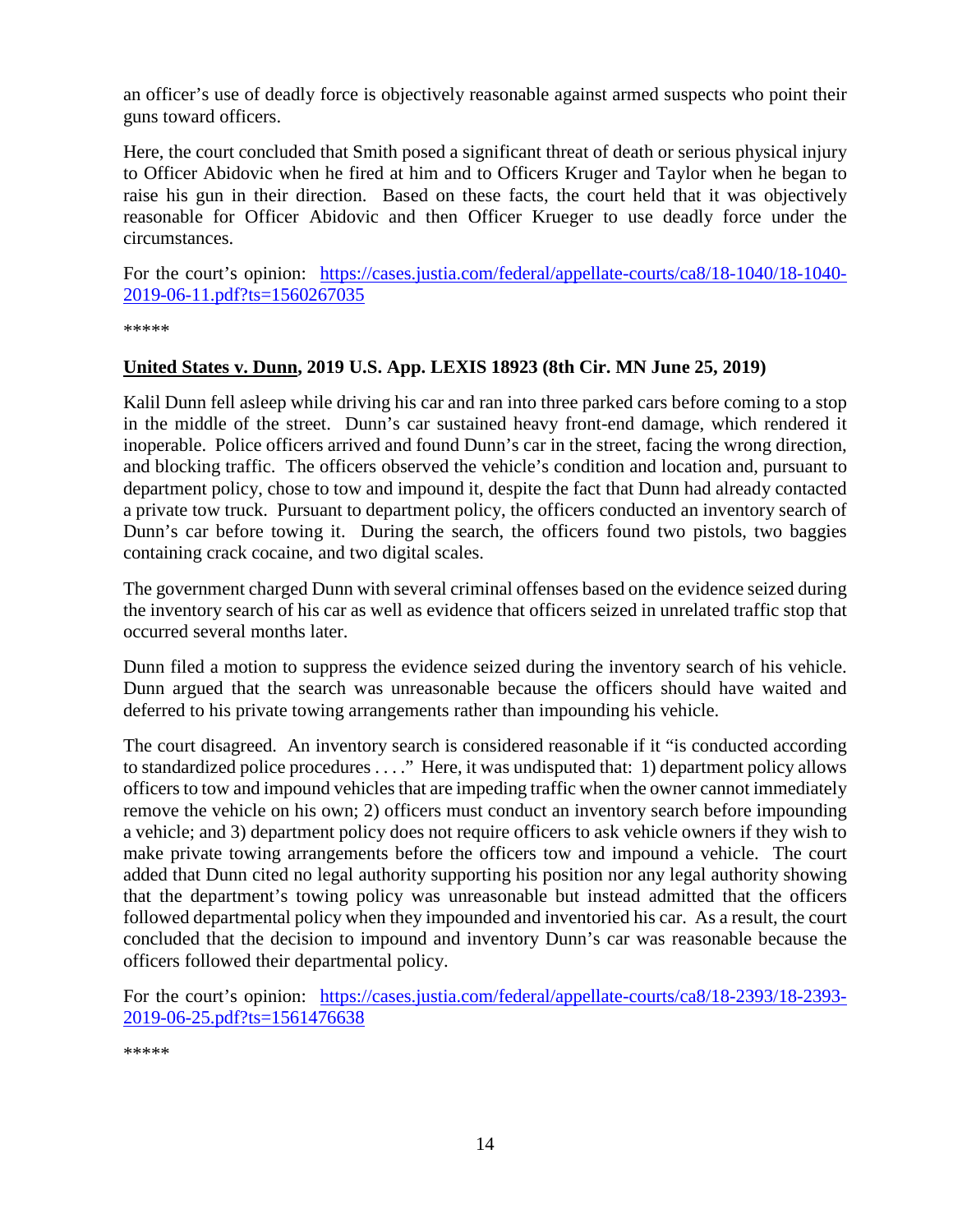an officer's use of deadly force is objectively reasonable against armed suspects who point their guns toward officers.

Here, the court concluded that Smith posed a significant threat of death or serious physical injury to Officer Abidovic when he fired at him and to Officers Kruger and Taylor when he began to raise his gun in their direction. Based on these facts, the court held that it was objectively reasonable for Officer Abidovic and then Officer Krueger to use deadly force under the circumstances.

For the court's opinion: [https://cases.justia.com/federal/appellate-courts/ca8/18-1040/18-1040-2019-06-11.pdf?ts=1560267035](https://cases.justia.com/federal/appellate-courts/ca8/18-1040/18-1040-2019-06-11.pdf?ts=1560267035)

*****

**<u>United States v. Dunn</u>, 2019 U.S. App. LEXIS 18923 (8th Cir. MN June 25, 2019)**

Kalil Dunn fell asleep while driving his car and ran into three parked cars before coming to a stop in the middle of the street. Dunn's car sustained heavy front-end damage, which rendered it inoperable. Police officers arrived and found Dunn's car in the street, facing the wrong direction, and blocking traffic. The officers observed the vehicle's condition and location and, pursuant to department policy, chose to tow and impound it, despite the fact that Dunn had already contacted a private tow truck. Pursuant to department policy, the officers conducted an inventory search of Dunn's car before towing it. During the search, the officers found two pistols, two baggies containing crack cocaine, and two digital scales.

The government charged Dunn with several criminal offenses based on the evidence seized during the inventory search of his car as well as evidence that officers seized in unrelated traffic stop that occurred several months later.

Dunn filed a motion to suppress the evidence seized during the inventory search of his vehicle. Dunn argued that the search was unreasonable because the officers should have waited and deferred to his private towing arrangements rather than impounding his vehicle.

The court disagreed. An inventory search is considered reasonable if it "is conducted according to standardized police procedures . . . ." Here, it was undisputed that: 1) department policy allows officers to tow and impound vehicles that are impeding traffic when the owner cannot immediately remove the vehicle on his own; 2) officers must conduct an inventory search before impounding a vehicle; and 3) department policy does not require officers to ask vehicle owners if they wish to make private towing arrangements before the officers tow and impound a vehicle. The court added that Dunn cited no legal authority supporting his position nor any legal authority showing that the department's towing policy was unreasonable but instead admitted that the officers followed departmental policy when they impounded and inventoried his car. As a result, the court concluded that the decision to impound and inventory Dunn's car was reasonable because the officers followed their departmental policy.

For the court's opinion: [https://cases.justia.com/federal/appellate-courts/ca8/18-2393/18-2393-2019-06-25.pdf?ts=1561476638](https://cases.justia.com/federal/appellate-courts/ca8/18-2393/18-2393-2019-06-25.pdf?ts=1561476638)

*****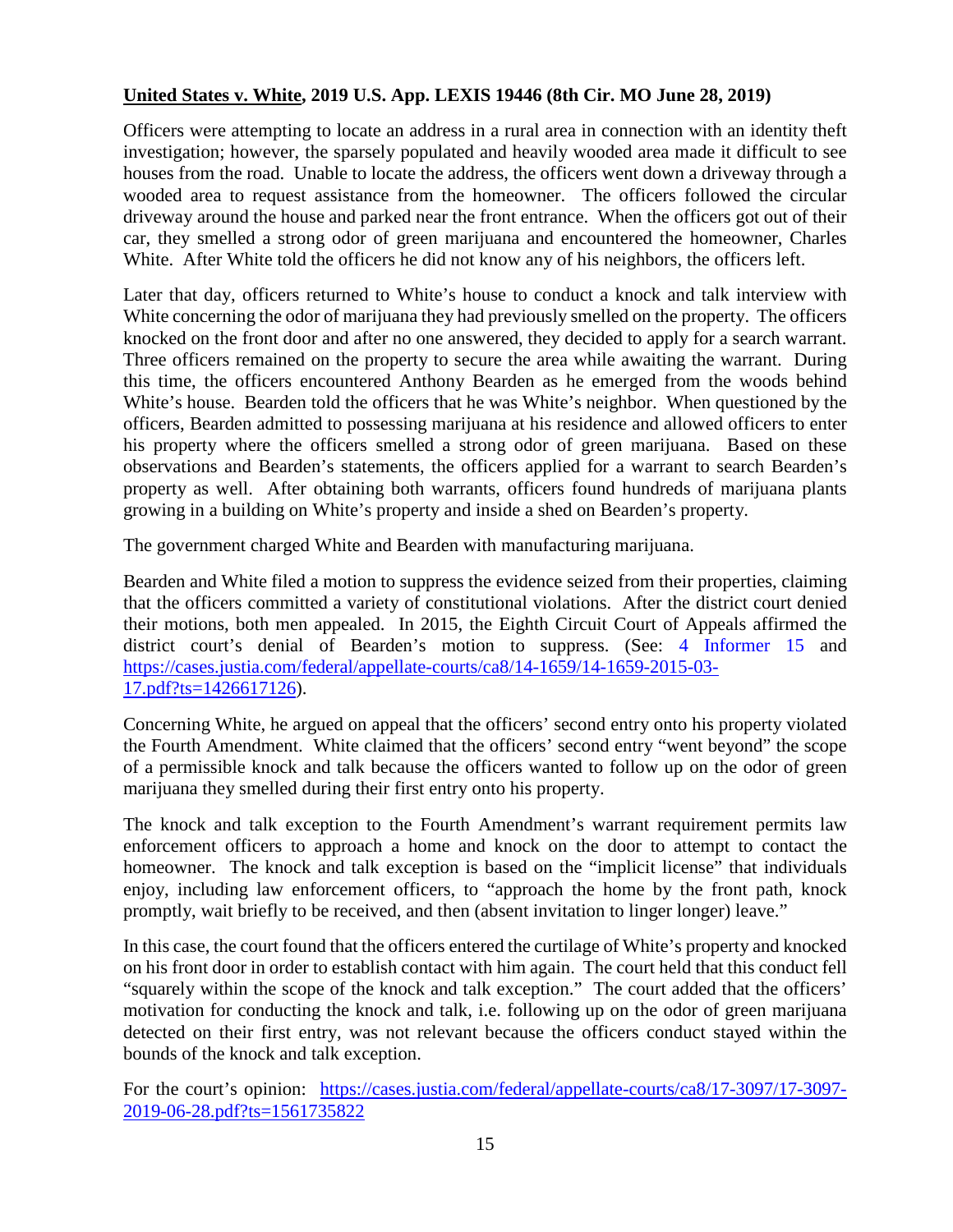**United States v. White, 2019 U.S. App. LEXIS 19446 (8th Cir. MO June 28, 2019)**

Officers were attempting to locate an address in a rural area in connection with an identity theft investigation; however, the sparsely populated and heavily wooded area made it difficult to see houses from the road. Unable to locate the address, the officers went down a driveway through a wooded area to request assistance from the homeowner. The officers followed the circular driveway around the house and parked near the front entrance. When the officers got out of their car, they smelled a strong odor of green marijuana and encountered the homeowner, Charles White. After White told the officers he did not know any of his neighbors, the officers left.

Later that day, officers returned to White's house to conduct a knock and talk interview with White concerning the odor of marijuana they had previously smelled on the property. The officers knocked on the front door and after no one answered, they decided to apply for a search warrant. Three officers remained on the property to secure the area while awaiting the warrant. During this time, the officers encountered Anthony Bearden as he emerged from the woods behind White's house. Bearden told the officers that he was White's neighbor. When questioned by the officers, Bearden admitted to possessing marijuana at his residence and allowed officers to enter his property where the officers smelled a strong odor of green marijuana. Based on these observations and Bearden's statements, the officers applied for a warrant to search Bearden's property as well. After obtaining both warrants, officers found hundreds of marijuana plants growing in a building on White's property and inside a shed on Bearden's property.

The government charged White and Bearden with manufacturing marijuana.

Bearden and White filed a motion to suppress the evidence seized from their properties, claiming that the officers committed a variety of constitutional violations. After the district court denied their motions, both men appealed. In 2015, the Eighth Circuit Court of Appeals affirmed the district court's denial of Bearden's motion to suppress. (See: 4 Informer 15 and https://cases.justia.com/federal/appellate-courts/ca8/14-1659/14-1659-2015-03-17.pdf?ts=1426617126).

Concerning White, he argued on appeal that the officers' second entry onto his property violated the Fourth Amendment. White claimed that the officers' second entry "went beyond" the scope of a permissible knock and talk because the officers wanted to follow up on the odor of green marijuana they smelled during their first entry onto his property.

The knock and talk exception to the Fourth Amendment's warrant requirement permits law enforcement officers to approach a home and knock on the door to attempt to contact the homeowner. The knock and talk exception is based on the "implicit license" that individuals enjoy, including law enforcement officers, to "approach the home by the front path, knock promptly, wait briefly to be received, and then (absent invitation to linger longer) leave."

In this case, the court found that the officers entered the curtilage of White's property and knocked on his front door in order to establish contact with him again. The court held that this conduct fell "squarely within the scope of the knock and talk exception." The court added that the officers' motivation for conducting the knock and talk, i.e. following up on the odor of green marijuana detected on their first entry, was not relevant because the officers conduct stayed within the bounds of the knock and talk exception.

For the court's opinion: https://cases.justia.com/federal/appellate-courts/ca8/17-3097/17-3097-2019-06-28.pdf?ts=1561735822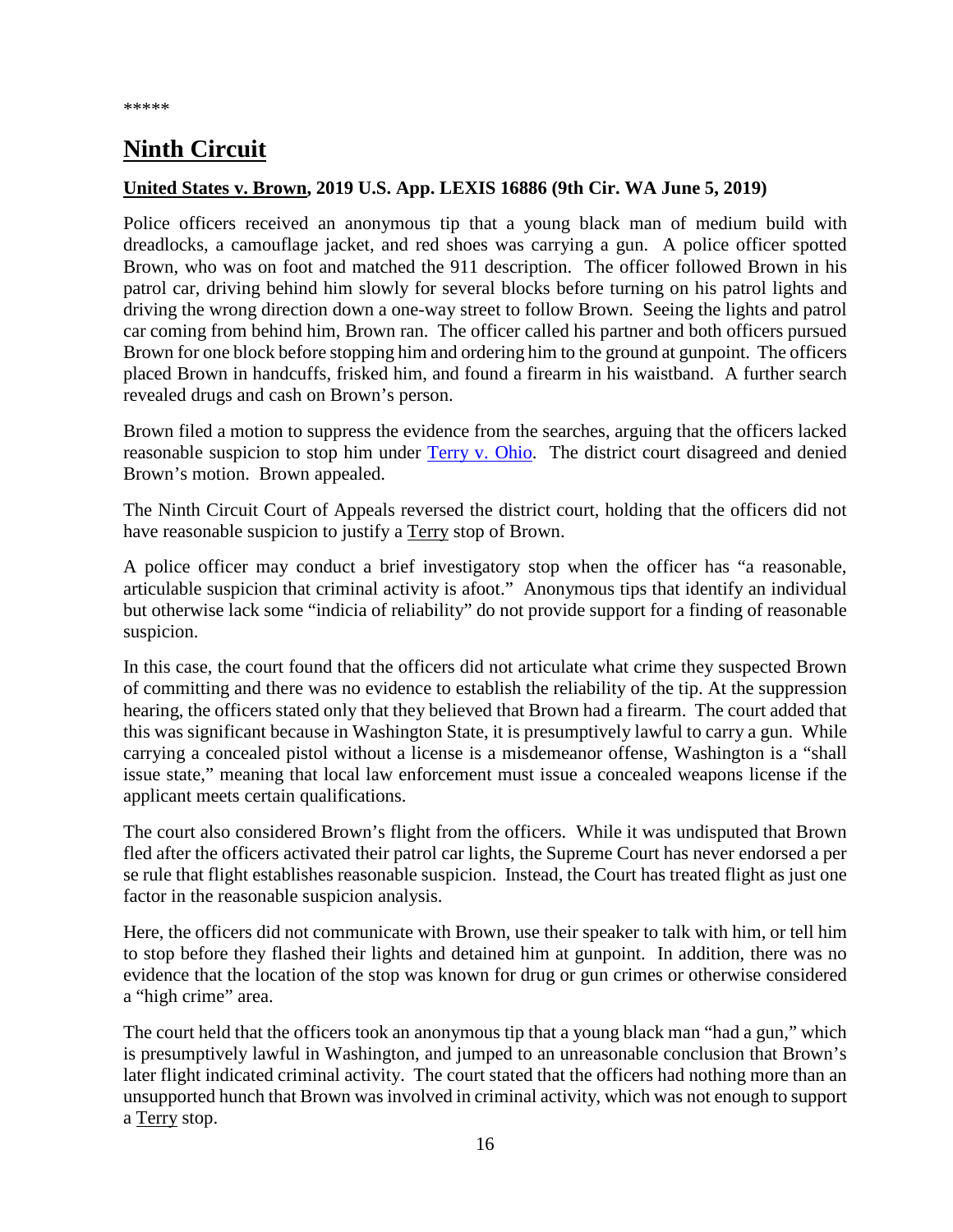*****

## Ninth Circuit

**United States v. Brown, 2019 U.S. App. LEXIS 16886 (9th Cir. WA June 5, 2019)**

Police officers received an anonymous tip that a young black man of medium build with dreadlocks, a camouflage jacket, and red shoes was carrying a gun. A police officer spotted Brown, who was on foot and matched the 911 description. The officer followed Brown in his patrol car, driving behind him slowly for several blocks before turning on his patrol lights and driving the wrong direction down a one-way street to follow Brown. Seeing the lights and patrol car coming from behind him, Brown ran. The officer called his partner and both officers pursued Brown for one block before stopping him and ordering him to the ground at gunpoint. The officers placed Brown in handcuffs, frisked him, and found a firearm in his waistband. A further search revealed drugs and cash on Brown's person.

Brown filed a motion to suppress the evidence from the searches, arguing that the officers lacked reasonable suspicion to stop him under Terry v. Ohio. The district court disagreed and denied Brown's motion. Brown appealed.

The Ninth Circuit Court of Appeals reversed the district court, holding that the officers did not have reasonable suspicion to justify a Terry stop of Brown.

A police officer may conduct a brief investigatory stop when the officer has "a reasonable, articulable suspicion that criminal activity is afoot." Anonymous tips that identify an individual but otherwise lack some "indicia of reliability" do not provide support for a finding of reasonable suspicion.

In this case, the court found that the officers did not articulate what crime they suspected Brown of committing and there was no evidence to establish the reliability of the tip. At the suppression hearing, the officers stated only that they believed that Brown had a firearm. The court added that this was significant because in Washington State, it is presumptively lawful to carry a gun. While carrying a concealed pistol without a license is a misdemeanor offense, Washington is a "shall issue state," meaning that local law enforcement must issue a concealed weapons license if the applicant meets certain qualifications.

The court also considered Brown's flight from the officers. While it was undisputed that Brown fled after the officers activated their patrol car lights, the Supreme Court has never endorsed a per se rule that flight establishes reasonable suspicion. Instead, the Court has treated flight as just one factor in the reasonable suspicion analysis.

Here, the officers did not communicate with Brown, use their speaker to talk with him, or tell him to stop before they flashed their lights and detained him at gunpoint. In addition, there was no evidence that the location of the stop was known for drug or gun crimes or otherwise considered a "high crime" area.

The court held that the officers took an anonymous tip that a young black man "had a gun," which is presumptively lawful in Washington, and jumped to an unreasonable conclusion that Brown's later flight indicated criminal activity. The court stated that the officers had nothing more than an unsupported hunch that Brown was involved in criminal activity, which was not enough to support a Terry stop.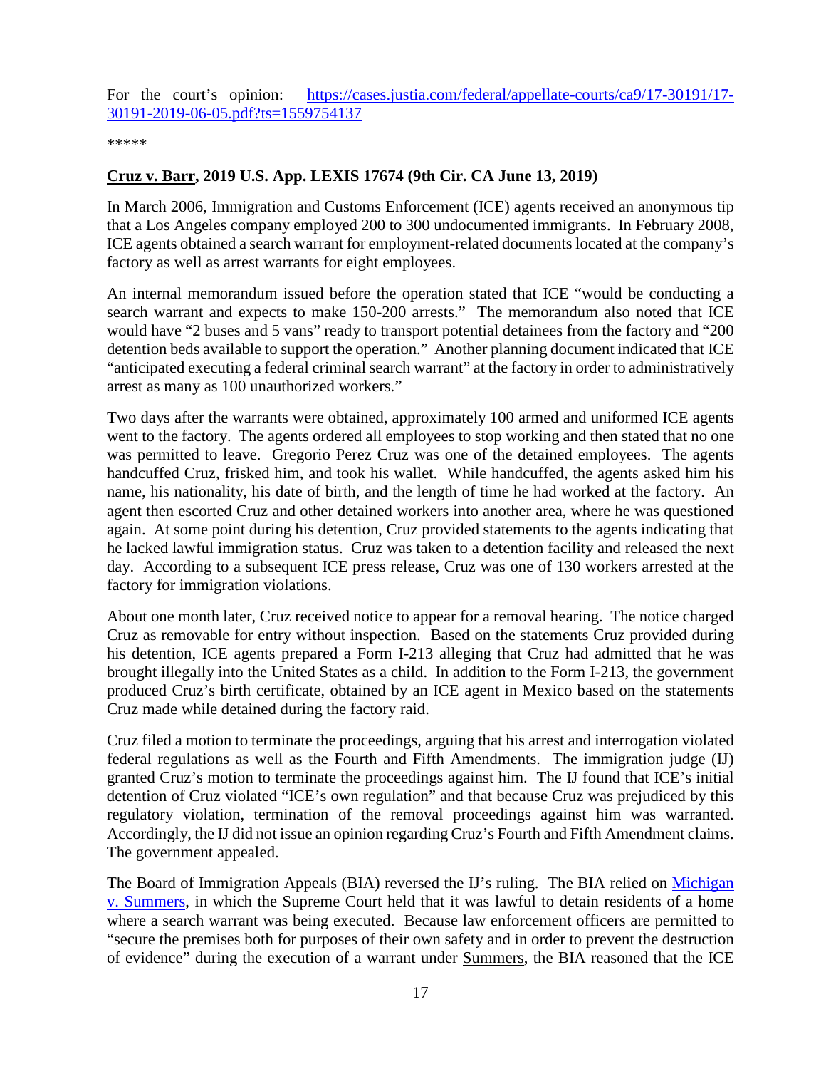For the court's opinion: [https://cases.justia.com/federal/appellate-courts/ca9/17-30191/17-30191-2019-06-05.pdf?ts=1559754137](https://cases.justia.com/federal/appellate-courts/ca9/17-30191/17-30191-2019-06-05.pdf?ts=1559754137)

*****

**Cruz v. Barr, 2019 U.S. App. LEXIS 17674 (9th Cir. CA June 13, 2019)**

In March 2006, Immigration and Customs Enforcement (ICE) agents received an anonymous tip that a Los Angeles company employed 200 to 300 undocumented immigrants. In February 2008, ICE agents obtained a search warrant for employment-related documents located at the company's factory as well as arrest warrants for eight employees.

An internal memorandum issued before the operation stated that ICE "would be conducting a search warrant and expects to make 150-200 arrests." The memorandum also noted that ICE would have "2 buses and 5 vans" ready to transport potential detainees from the factory and "200 detention beds available to support the operation." Another planning document indicated that ICE "anticipated executing a federal criminal search warrant" at the factory in order to administratively arrest as many as 100 unauthorized workers."

Two days after the warrants were obtained, approximately 100 armed and uniformed ICE agents went to the factory. The agents ordered all employees to stop working and then stated that no one was permitted to leave. Gregorio Perez Cruz was one of the detained employees. The agents handcuffed Cruz, frisked him, and took his wallet. While handcuffed, the agents asked him his name, his nationality, his date of birth, and the length of time he had worked at the factory. An agent then escorted Cruz and other detained workers into another area, where he was questioned again. At some point during his detention, Cruz provided statements to the agents indicating that he lacked lawful immigration status. Cruz was taken to a detention facility and released the next day. According to a subsequent ICE press release, Cruz was one of 130 workers arrested at the factory for immigration violations.

About one month later, Cruz received notice to appear for a removal hearing. The notice charged Cruz as removable for entry without inspection. Based on the statements Cruz provided during his detention, ICE agents prepared a Form I-213 alleging that Cruz had admitted that he was brought illegally into the United States as a child. In addition to the Form I-213, the government produced Cruz's birth certificate, obtained by an ICE agent in Mexico based on the statements Cruz made while detained during the factory raid.

Cruz filed a motion to terminate the proceedings, arguing that his arrest and interrogation violated federal regulations as well as the Fourth and Fifth Amendments. The immigration judge (IJ) granted Cruz's motion to terminate the proceedings against him. The IJ found that ICE's initial detention of Cruz violated "ICE's own regulation" and that because Cruz was prejudiced by this regulatory violation, termination of the removal proceedings against him was warranted. Accordingly, the IJ did not issue an opinion regarding Cruz's Fourth and Fifth Amendment claims. The government appealed.

The Board of Immigration Appeals (BIA) reversed the IJ's ruling. The BIA relied on Michigan v. Summers, in which the Supreme Court held that it was lawful to detain residents of a home where a search warrant was being executed. Because law enforcement officers are permitted to "secure the premises both for purposes of their own safety and in order to prevent the destruction of evidence" during the execution of a warrant under Summers, the BIA reasoned that the ICE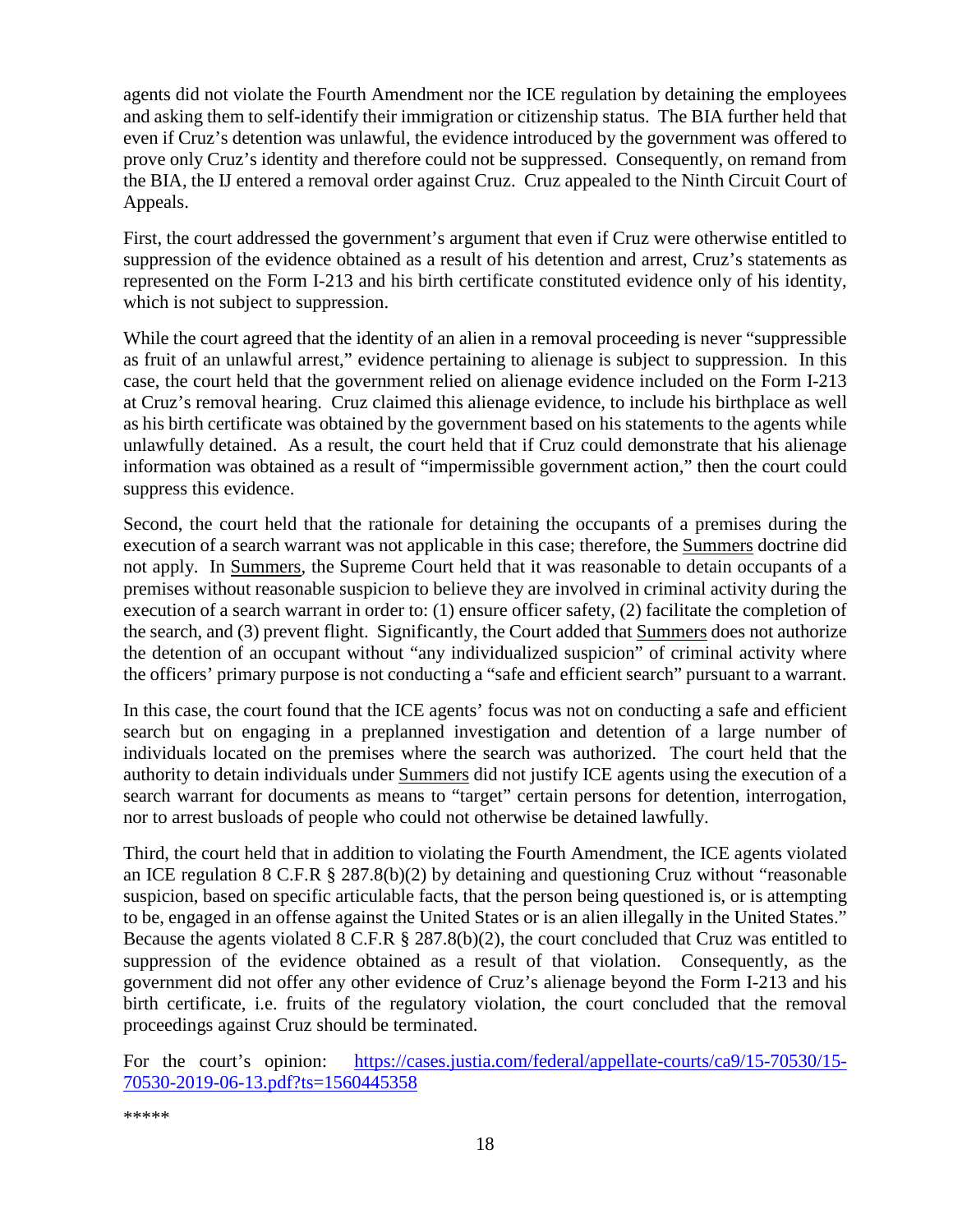agents did not violate the Fourth Amendment nor the ICE regulation by detaining the employees and asking them to self-identify their immigration or citizenship status. The BIA further held that even if Cruz's detention was unlawful, the evidence introduced by the government was offered to prove only Cruz's identity and therefore could not be suppressed. Consequently, on remand from the BIA, the IJ entered a removal order against Cruz. Cruz appealed to the Ninth Circuit Court of Appeals.

First, the court addressed the government's argument that even if Cruz were otherwise entitled to suppression of the evidence obtained as a result of his detention and arrest, Cruz's statements as represented on the Form I-213 and his birth certificate constituted evidence only of his identity, which is not subject to suppression.

While the court agreed that the identity of an alien in a removal proceeding is never "suppressible as fruit of an unlawful arrest," evidence pertaining to alienage is subject to suppression. In this case, the court held that the government relied on alienage evidence included on the Form I-213 at Cruz's removal hearing. Cruz claimed this alienage evidence, to include his birthplace as well as his birth certificate was obtained by the government based on his statements to the agents while unlawfully detained. As a result, the court held that if Cruz could demonstrate that his alienage information was obtained as a result of "impermissible government action," then the court could suppress this evidence.

Second, the court held that the rationale for detaining the occupants of a premises during the execution of a search warrant was not applicable in this case; therefore, the Summers doctrine did not apply. In Summers, the Supreme Court held that it was reasonable to detain occupants of a premises without reasonable suspicion to believe they are involved in criminal activity during the execution of a search warrant in order to: (1) ensure officer safety, (2) facilitate the completion of the search, and (3) prevent flight. Significantly, the Court added that Summers does not authorize the detention of an occupant without "any individualized suspicion" of criminal activity where the officers' primary purpose is not conducting a "safe and efficient search" pursuant to a warrant.

In this case, the court found that the ICE agents' focus was not on conducting a safe and efficient search but on engaging in a preplanned investigation and detention of a large number of individuals located on the premises where the search was authorized. The court held that the authority to detain individuals under Summers did not justify ICE agents using the execution of a search warrant for documents as means to "target" certain persons for detention, interrogation, nor to arrest busloads of people who could not otherwise be detained lawfully.

Third, the court held that in addition to violating the Fourth Amendment, the ICE agents violated an ICE regulation 8 C.F.R § 287.8(b)(2) by detaining and questioning Cruz without "reasonable suspicion, based on specific articulable facts, that the person being questioned is, or is attempting to be, engaged in an offense against the United States or is an alien illegally in the United States." Because the agents violated 8 C.F.R § 287.8(b)(2), the court concluded that Cruz was entitled to suppression of the evidence obtained as a result of that violation. Consequently, as the government did not offer any other evidence of Cruz's alienage beyond the Form I-213 and his birth certificate, i.e. fruits of the regulatory violation, the court concluded that the removal proceedings against Cruz should be terminated.

For the court's opinion: [https://cases.justia.com/federal/appellate-courts/ca9/15-70530/15-70530-2019-06-13.pdf?ts=1560445358](https://cases.justia.com/federal/appellate-courts/ca9/15-70530/15-70530-2019-06-13.pdf?ts=1560445358)

*****